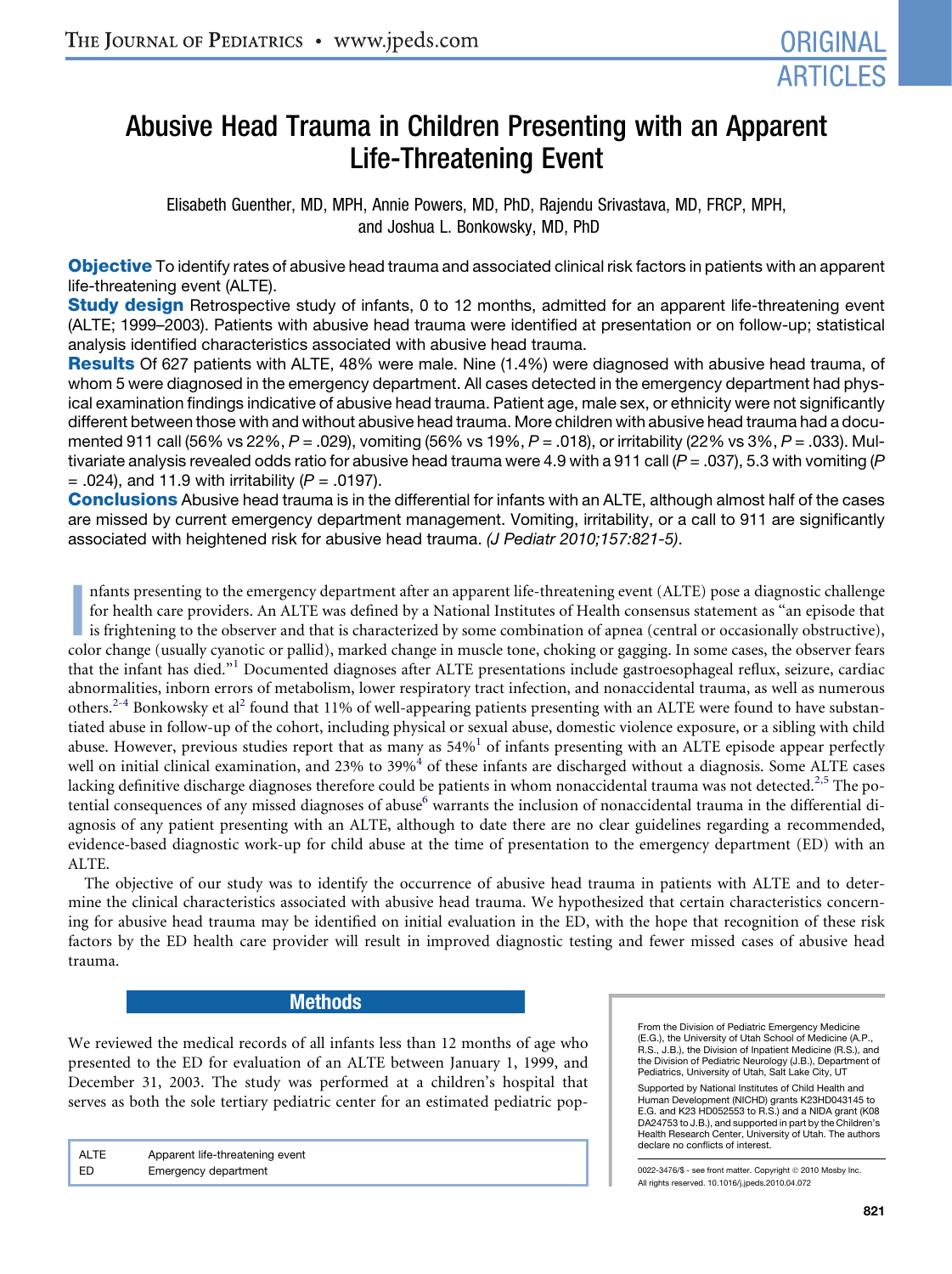# Abusive Head Trauma in Children Presenting with an Apparent Life-Threatening Event

Elisabeth Guenther, MD, MPH, Annie Powers, MD, PhD, Rajendu Srivastava, MD, FRCP, MPH, and Joshua L. Bonkowsky, MD, PhD

**Objective** To identify rates of abusive head trauma and associated clinical risk factors in patients with an apparent life-threatening event (ALTE).

**Study design** Retrospective study of infants, 0 to 12 months, admitted for an apparent life-threatening event (ALTE; 1999–2003). Patients with abusive head trauma were identified at presentation or on follow-up; statistical analysis identified characteristics associated with abusive head trauma.

**Results** Of 627 patients with ALTE, 48% were male. Nine (1.4%) were diagnosed with abusive head trauma, of whom 5 were diagnosed in the emergency department. All cases detected in the emergency department had physical examination findings indicative of abusive head trauma. Patient age, male sex, or ethnicity were not significantly different between those with and without abusive head trauma. More children with abusive head trauma had a documented 911 call (56% vs 22%, $P = .029$), vomiting (56% vs 19%, $P = .018$), or irritability (22% vs 3%, $P = .033$). Multivariate analysis revealed odds ratio for abusive head trauma were 4.9 with a 911 call ($P = .037$), 5.3 with vomiting ($P = .024$), and 11.9 with irritability ($P = .0197$).

**Conclusions** Abusive head trauma is in the differential for infants with an ALTE, although almost half of the cases are missed by current emergency department management. Vomiting, irritability, or a call to 911 are significantly associated with heightened risk for abusive head trauma. *(J Pediatr 2010;157:821-5)*.

Infants presenting to the emergency department after an apparent life-threatening event (ALTE) pose a diagnostic challenge for health care providers. An ALTE was defined by a National Institutes of Health consensus statement as "an episode that is frightening to the observer and that is characterized by some combination of apnea (central or occasionally obstructive), color change (usually cyanotic or pallid), marked change in muscle tone, choking or gagging. In some cases, the observer fears that the infant has died."[1] Documented diagnoses after ALTE presentations include gastroesophageal reflux, seizure, cardiac abnormalities, inborn errors of metabolism, lower respiratory tract infection, and nonaccidental trauma, as well as numerous others.[2-4] Bonkowsky et al[2] found that 11% of well-appearing patients presenting with an ALTE were found to have substantiated abuse in follow-up of the cohort, including physical or sexual abuse, domestic violence exposure, or a sibling with child abuse. However, previous studies report that as many as 54%[1] of infants presenting with an ALTE episode appear perfectly well on initial clinical examination, and 23% to 39%[4] of these infants are discharged without a diagnosis. Some ALTE cases lacking definitive discharge diagnoses therefore could be patients in whom nonaccidental trauma was not detected.[2,5] The potential consequences of any missed diagnoses of abuse[6] warrants the inclusion of nonaccidental trauma in the differential diagnosis of any patient presenting with an ALTE, although to date there are no clear guidelines regarding a recommended, evidence-based diagnostic work-up for child abuse at the time of presentation to the emergency department (ED) with an ALTE.

The objective of our study was to identify the occurrence of abusive head trauma in patients with ALTE and to determine the clinical characteristics associated with abusive head trauma. We hypothesized that certain characteristics concerning for abusive head trauma may be identified on initial evaluation in the ED, with the hope that recognition of these risk factors by the ED health care provider will result in improved diagnostic testing and fewer missed cases of abusive head trauma.

## Methods

We reviewed the medical records of all infants less than 12 months of age who presented to the ED for evaluation of an ALTE between January 1, 1999, and December 31, 2003. The study was performed at a children's hospital that serves as both the sole tertiary pediatric center for an estimated pediatric pop-

| | |
|---|---|
| ALTE | Apparent life-threatening event |
| ED | Emergency department |

From the Division of Pediatric Emergency Medicine (E.G.), the University of Utah School of Medicine (A.P., R.S., J.B.), the Division of Inpatient Medicine (R.S.), and the Division of Pediatric Neurology (J.B.), Department of Pediatrics, University of Utah, Salt Lake City, UT

Supported by National Institutes of Child Health and Human Development (NICHD) grants K23HD043145 to E.G. and K23 HD052553 to R.S.) and a NIDA grant (K08 DA24753 to J.B.), and supported in part by the Children's Health Research Center, University of Utah. The authors declare no conflicts of interest.

0022-3476/$ - see front matter. Copyright © 2010 Mosby Inc. All rights reserved. 10.1016/j.jpeds.2010.04.072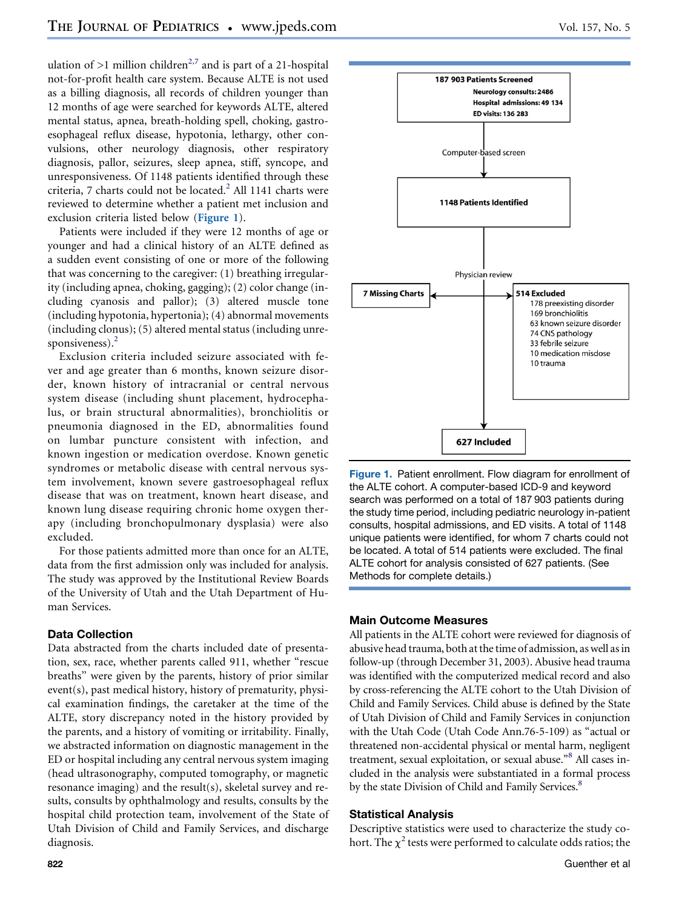ulation of >1 million children[2,7] and is part of a 21-hospital not-for-profit health care system. Because ALTE is not used as a billing diagnosis, all records of children younger than 12 months of age were searched for keywords ALTE, altered mental status, apnea, breath-holding spell, choking, gastroesophageal reflux disease, hypotonia, lethargy, other convulsions, other neurology diagnosis, other respiratory diagnosis, pallor, seizures, sleep apnea, stiff, syncope, and unresponsiveness. Of 1148 patients identified through these criteria, 7 charts could not be located.[2] All 1141 charts were reviewed to determine whether a patient met inclusion and exclusion criteria listed below (**Figure 1**).

Patients were included if they were 12 months of age or younger and had a clinical history of an ALTE defined as a sudden event consisting of one or more of the following that was concerning to the caregiver: (1) breathing irregularity (including apnea, choking, gagging); (2) color change (including cyanosis and pallor); (3) altered muscle tone (including hypotonia, hypertonia); (4) abnormal movements (including clonus); (5) altered mental status (including unresponsiveness).[2]

Exclusion criteria included seizure associated with fever and age greater than 6 months, known seizure disorder, known history of intracranial or central nervous system disease (including shunt placement, hydrocephalus, or brain structural abnormalities), bronchiolitis or pneumonia diagnosed in the ED, abnormalities found on lumbar puncture consistent with infection, and known ingestion or medication overdose. Known genetic syndromes or metabolic disease with central nervous system involvement, known severe gastroesophageal reflux disease that was on treatment, known heart disease, and known lung disease requiring chronic home oxygen therapy (including bronchopulmonary dysplasia) were also excluded.

For those patients admitted more than once for an ALTE, data from the first admission only was included for analysis. The study was approved by the Institutional Review Boards of the University of Utah and the Utah Department of Human Services.

### Data Collection

Data abstracted from the charts included date of presentation, sex, race, whether parents called 911, whether "rescue breaths" were given by the parents, history of prior similar event(s), past medical history, history of prematurity, physical examination findings, the caretaker at the time of the ALTE, story discrepancy noted in the history provided by the parents, and a history of vomiting or irritability. Finally, we abstracted information on diagnostic management in the ED or hospital including any central nervous system imaging (head ultrasonography, computed tomography, or magnetic resonance imaging) and the result(s), skeletal survey and results, consults by ophthalmology and results, consults by the hospital child protection team, involvement of the State of Utah Division of Child and Family Services, and discharge diagnosis.

**187 903 Patients Screened**
Neurology consults: 2486
Hospital admissions: 49 134
ED visits: 136 283

↓ Computer-based screen

**1148 Patients Identified**

↓ Physician review

**7 Missing Charts**

**514 Excluded**
- 178 preexisting disorder
- 169 bronchiolitis
- 63 known seizure disorder
- 74 CNS pathology
- 33 febrile seizure
- 10 medication misdose
- 10 trauma

**627 Included**

**Figure 1.** Patient enrollment. Flow diagram for enrollment of the ALTE cohort. A computer-based ICD-9 and keyword search was performed on a total of 187 903 patients during the study time period, including pediatric neurology in-patient consults, hospital admissions, and ED visits. A total of 1148 unique patients were identified, for whom 7 charts could not be located. A total of 514 patients were excluded. The final ALTE cohort for analysis consisted of 627 patients. (See Methods for complete details.)

### Main Outcome Measures

All patients in the ALTE cohort were reviewed for diagnosis of abusive head trauma, both at the time of admission, as well as in follow-up (through December 31, 2003). Abusive head trauma was identified with the computerized medical record and also by cross-referencing the ALTE cohort to the Utah Division of Child and Family Services. Child abuse is defined by the State of Utah Division of Child and Family Services in conjunction with the Utah Code (Utah Code Ann.76-5-109) as "actual or threatened non-accidental physical or mental harm, negligent treatment, sexual exploitation, or sexual abuse."[8] All cases included in the analysis were substantiated in a formal process by the state Division of Child and Family Services.[8]

### Statistical Analysis

Descriptive statistics were used to characterize the study cohort. The $\chi^2$ tests were performed to calculate odds ratios; the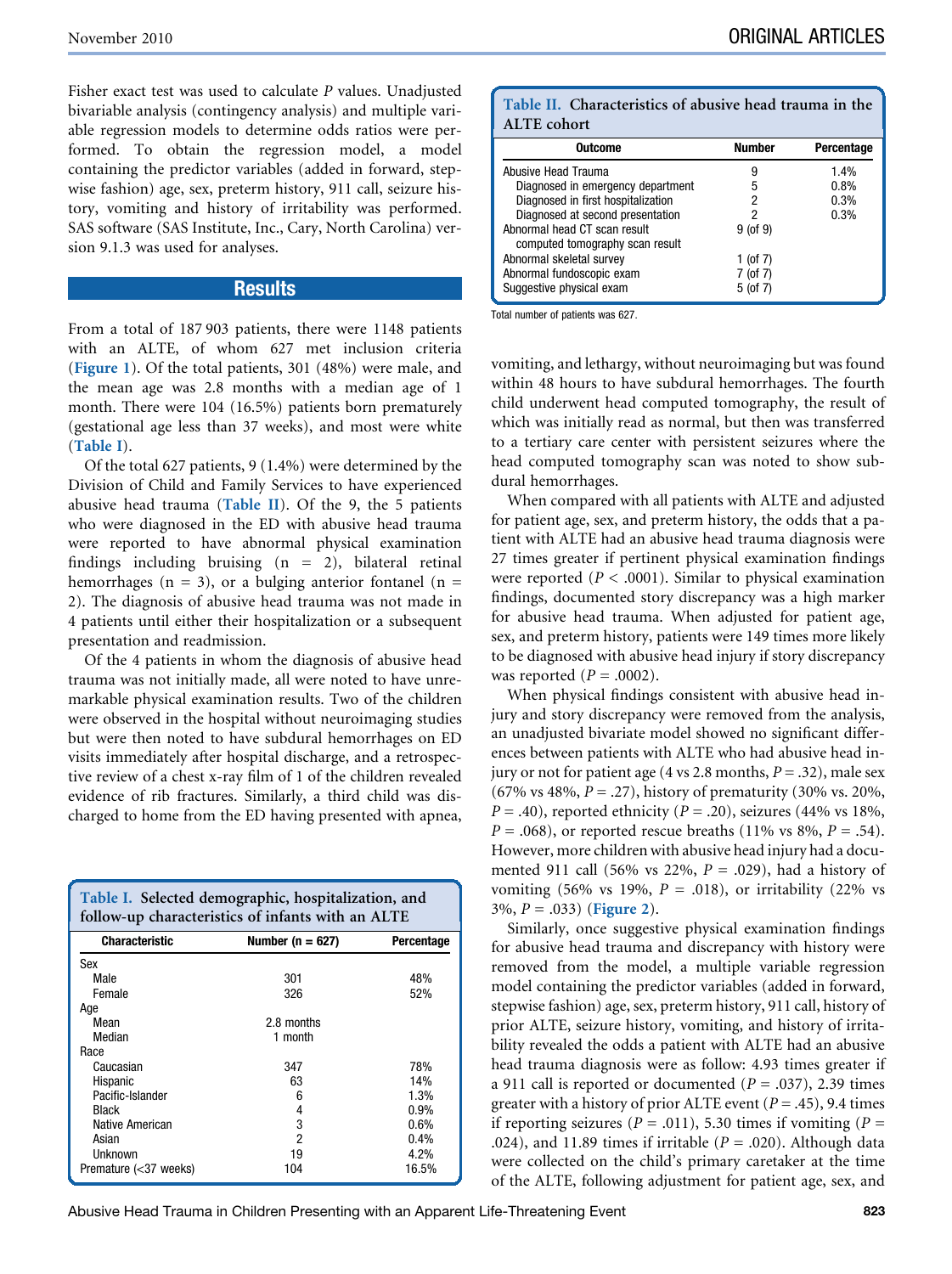Fisher exact test was used to calculate *P* values. Unadjusted bivariable analysis (contingency analysis) and multiple variable regression models to determine odds ratios were performed. To obtain the regression model, a model containing the predictor variables (added in forward, stepwise fashion) age, sex, preterm history, 911 call, seizure history, vomiting and history of irritability was performed. SAS software (SAS Institute, Inc., Cary, North Carolina) version 9.1.3 was used for analyses.

## Results

From a total of 187 903 patients, there were 1148 patients with an ALTE, of whom 627 met inclusion criteria (**Figure 1**). Of the total patients, 301 (48%) were male, and the mean age was 2.8 months with a median age of 1 month. There were 104 (16.5%) patients born prematurely (gestational age less than 37 weeks), and most were white (**Table I**).

Of the total 627 patients, 9 (1.4%) were determined by the Division of Child and Family Services to have experienced abusive head trauma (**Table II**). Of the 9, the 5 patients who were diagnosed in the ED with abusive head trauma were reported to have abnormal physical examination findings including bruising (n = 2), bilateral retinal hemorrhages (n = 3), or a bulging anterior fontanel (n = 2). The diagnosis of abusive head trauma was not made in 4 patients until either their hospitalization or a subsequent presentation and readmission.

Of the 4 patients in whom the diagnosis of abusive head trauma was not initially made, all were noted to have unremarkable physical examination results. Two of the children were observed in the hospital without neuroimaging studies but were then noted to have subdural hemorrhages on ED visits immediately after hospital discharge, and a retrospective review of a chest x-ray film of 1 of the children revealed evidence of rib fractures. Similarly, a third child was discharged to home from the ED having presented with apnea, vomiting, and lethargy, without neuroimaging but was found within 48 hours to have subdural hemorrhages. The fourth child underwent head computed tomography, the result of which was initially read as normal, but then was transferred to a tertiary care center with persistent seizures where the head computed tomography scan was noted to show subdural hemorrhages.

When compared with all patients with ALTE and adjusted for patient age, sex, and preterm history, the odds that a patient with ALTE had an abusive head trauma diagnosis were 27 times greater if pertinent physical examination findings were reported ($P < .0001$). Similar to physical examination findings, documented story discrepancy was a high marker for abusive head trauma. When adjusted for patient age, sex, and preterm history, patients were 149 times more likely to be diagnosed with abusive head injury if story discrepancy was reported ($P = .0002$).

When physical findings consistent with abusive head injury and story discrepancy were removed from the analysis, an unadjusted bivariate model showed no significant differences between patients with ALTE who had abusive head injury or not for patient age (4 vs 2.8 months, $P = .32$), male sex (67% vs 48%, $P = .27$), history of prematurity (30% vs. 20%, $P = .40$), reported ethnicity ($P = .20$), seizures (44% vs 18%, $P = .068$), or reported rescue breaths (11% vs 8%, $P = .54$). However, more children with abusive head injury had a documented 911 call (56% vs 22%, $P = .029$), had a history of vomiting (56% vs 19%, $P = .018$), or irritability (22% vs 3%, $P = .033$) (**Figure 2**).

Similarly, once suggestive physical examination findings for abusive head trauma and discrepancy with history were removed from the model, a multiple variable regression model containing the predictor variables (added in forward, stepwise fashion) age, sex, preterm history, 911 call, history of prior ALTE, seizure history, vomiting, and history of irritability revealed the odds a patient with ALTE had an abusive head trauma diagnosis were as follow: 4.93 times greater if a 911 call is reported or documented ($P = .037$), 2.39 times greater with a history of prior ALTE event ($P = .45$), 9.4 times if reporting seizures ($P = .011$), 5.30 times if vomiting ($P = .024$), and 11.89 times if irritable ($P = .020$). Although data were collected on the child's primary caretaker at the time of the ALTE, following adjustment for patient age, sex, and

**Table I. Selected demographic, hospitalization, and follow-up characteristics of infants with an ALTE**

| Characteristic | Number (n = 627) | Percentage |
|---|---|---|
| Sex | | |
| Male | 301 | 48% |
| Female | 326 | 52% |
| Age | | |
| Mean | 2.8 months | |
| Median | 1 month | |
| Race | | |
| Caucasian | 347 | 78% |
| Hispanic | 63 | 14% |
| Pacific-Islander | 6 | 1.3% |
| Black | 4 | 0.9% |
| Native American | 3 | 0.6% |
| Asian | 2 | 0.4% |
| Unknown | 19 | 4.2% |
| Premature (<37 weeks) | 104 | 16.5% |

**Table II. Characteristics of abusive head trauma in the ALTE cohort**

| Outcome | Number | Percentage |
|---|---|---|
| Abusive Head Trauma | 9 | 1.4% |
| Diagnosed in emergency department | 5 | 0.8% |
| Diagnosed in first hospitalization | 2 | 0.3% |
| Diagnosed at second presentation | 2 | 0.3% |
| Abnormal head CT scan result computed tomography scan result | 9 (of 9) | |
| Abnormal skeletal survey | 1 (of 7) | |
| Abnormal fundoscopic exam | 7 (of 7) | |
| Suggestive physical exam | 5 (of 7) | |

Total number of patients was 627.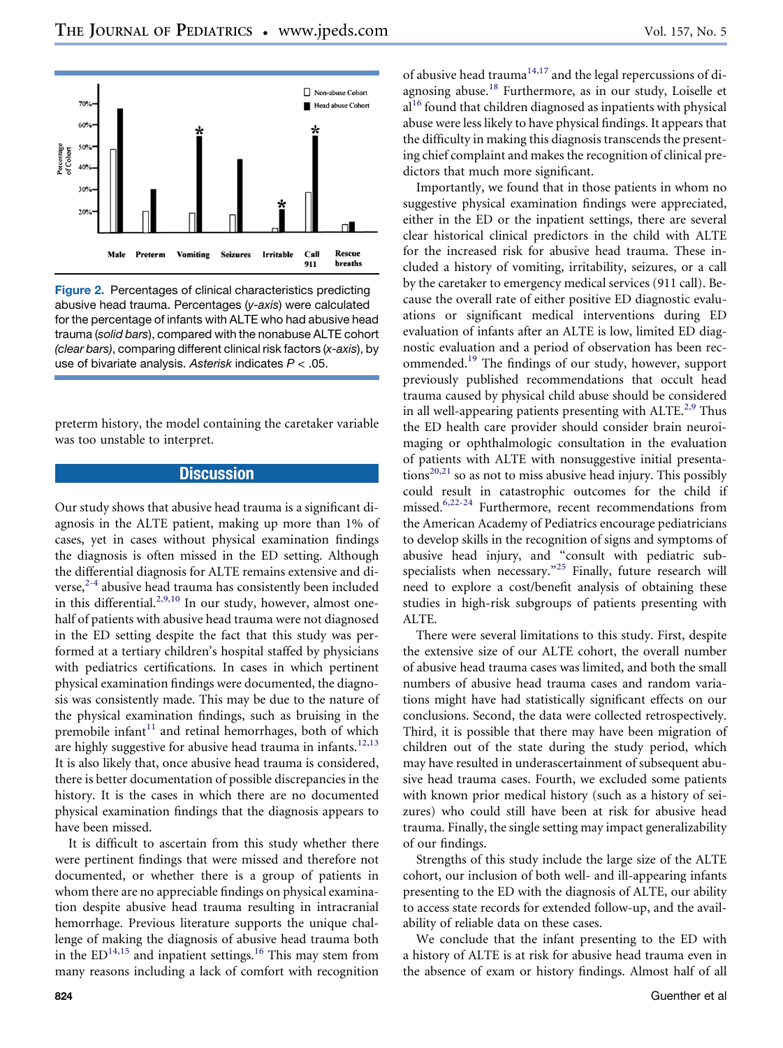Non-abuse Cohort
Head abuse Cohort

70%
60%
50%
40%
30%
20%

Percentage of Cohort

Male
Preterm
Vomiting
Seizures
Irritable
Call 911
Rescue breaths

*
*
*

**Figure 2.** Percentages of clinical characteristics predicting abusive head trauma. Percentages (*y-axis*) were calculated for the percentage of infants with ALTE who had abusive head trauma (*solid bars*), compared with the nonabuse ALTE cohort (*clear bars*), comparing different clinical risk factors (*x-axis*), by use of bivariate analysis. *Asterisk* indicates $P < .05$.

preterm history, the model containing the caretaker variable was too unstable to interpret.

## Discussion

Our study shows that abusive head trauma is a significant diagnosis in the ALTE patient, making up more than 1% of cases, yet in cases without physical examination findings the diagnosis is often missed in the ED setting. Although the differential diagnosis for ALTE remains extensive and diverse,[2-4] abusive head trauma has consistently been included in this differential.[2,9,10] In our study, however, almost one-half of patients with abusive head trauma were not diagnosed in the ED setting despite the fact that this study was performed at a tertiary children's hospital staffed by physicians with pediatrics certifications. In cases in which pertinent physical examination findings were documented, the diagnosis was consistently made. This may be due to the nature of the physical examination findings, such as bruising in the premobile infant[11] and retinal hemorrhages, both of which are highly suggestive for abusive head trauma in infants.[12,13] It is also likely that, once abusive head trauma is considered, there is better documentation of possible discrepancies in the history. It is the cases in which there are no documented physical examination findings that the diagnosis appears to have been missed.

It is difficult to ascertain from this study whether there were pertinent findings that were missed and therefore not documented, or whether there is a group of patients in whom there are no appreciable findings on physical examination despite abusive head trauma resulting in intracranial hemorrhage. Previous literature supports the unique challenge of making the diagnosis of abusive head trauma both in the ED[14,15] and inpatient settings.[16] This may stem from many reasons including a lack of comfort with recognition of abusive head trauma[14,17] and the legal repercussions of diagnosing abuse.[18] Furthermore, as in our study, Loiselle et al[16] found that children diagnosed as inpatients with physical abuse were less likely to have physical findings. It appears that the difficulty in making this diagnosis transcends the presenting chief complaint and makes the recognition of clinical predictors that much more significant.

Importantly, we found that in those patients in whom no suggestive physical examination findings were appreciated, either in the ED or the inpatient settings, there are several clear historical clinical predictors in the child with ALTE for the increased risk for abusive head trauma. These included a history of vomiting, irritability, seizures, or a call by the caretaker to emergency medical services (911 call). Because the overall rate of either positive ED diagnostic evaluations or significant medical interventions during ED evaluation of infants after an ALTE is low, limited ED diagnostic evaluation and a period of observation has been recommended.[19] The findings of our study, however, support previously published recommendations that occult head trauma caused by physical child abuse should be considered in all well-appearing patients presenting with ALTE.[2,9] Thus the ED health care provider should consider brain neuroimaging or ophthalmologic consultation in the evaluation of patients with ALTE with nonsuggestive initial presentations[20,21] so as not to miss abusive head injury. This possibly could result in catastrophic outcomes for the child if missed.[6,22-24] Furthermore, recent recommendations from the American Academy of Pediatrics encourage pediatricians to develop skills in the recognition of signs and symptoms of abusive head injury, and "consult with pediatric subspecialists when necessary."[25] Finally, future research will need to explore a cost/benefit analysis of obtaining these studies in high-risk subgroups of patients presenting with ALTE.

There were several limitations to this study. First, despite the extensive size of our ALTE cohort, the overall number of abusive head trauma cases was limited, and both the small numbers of abusive head trauma cases and random variations might have had statistically significant effects on our conclusions. Second, the data were collected retrospectively. Third, it is possible that there may have been migration of children out of the state during the study period, which may have resulted in underascertainment of subsequent abusive head trauma cases. Fourth, we excluded some patients with known prior medical history (such as a history of seizures) who could still have been at risk for abusive head trauma. Finally, the single setting may impact generalizability of our findings.

Strengths of this study include the large size of the ALTE cohort, our inclusion of both well- and ill-appearing infants presenting to the ED with the diagnosis of ALTE, our ability to access state records for extended follow-up, and the availability of reliable data on these cases.

We conclude that the infant presenting to the ED with a history of ALTE is at risk for abusive head trauma even in the absence of exam or history findings. Almost half of all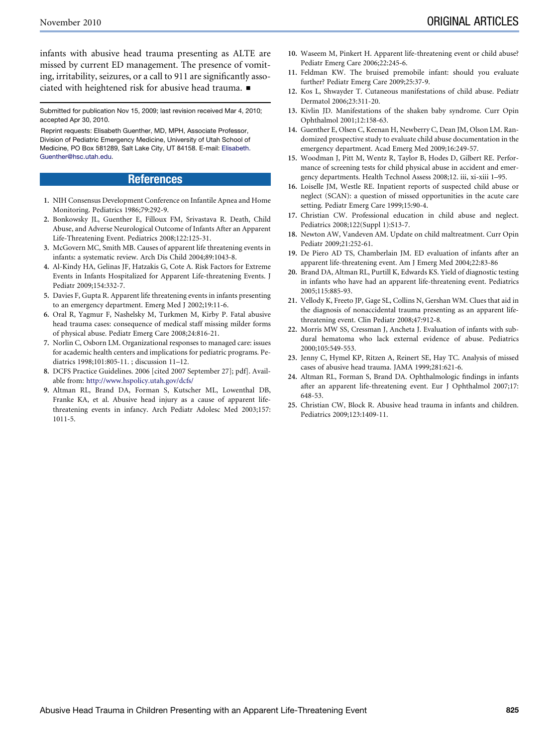infants with abusive head trauma presenting as ALTE are missed by current ED management. The presence of vomiting, irritability, seizures, or a call to 911 are significantly associated with heightened risk for abusive head trauma. ■

Submitted for publication Nov 15, 2009; last revision received Mar 4, 2010; accepted Apr 30, 2010.

Reprint requests: Elisabeth Guenther, MD, MPH, Associate Professor, Division of Pediatric Emergency Medicine, University of Utah School of Medicine, PO Box 581289, Salt Lake City, UT 84158. E-mail: Elisabeth.Guenther@hsc.utah.edu.

## References

1. NIH Consensus Development Conference on Infantile Apnea and Home Monitoring. Pediatrics 1986;79:292-9.
2. Bonkowsky JL, Guenther E, Filloux FM, Srivastava R. Death, Child Abuse, and Adverse Neurological Outcome of Infants After an Apparent Life-Threatening Event. Pediatrics 2008;122:125-31.
3. McGovern MC, Smith MB. Causes of apparent life threatening events in infants: a systematic review. Arch Dis Child 2004;89:1043-8.
4. Al-Kindy HA, Gelinas JF, Hatzakis G, Cote A. Risk Factors for Extreme Events in Infants Hospitalized for Apparent Life-threatening Events. J Pediatr 2009;154:332-7.
5. Davies F, Gupta R. Apparent life threatening events in infants presenting to an emergency department. Emerg Med J 2002;19:11-6.
6. Oral R, Yagmur F, Nashelsky M, Turkmen M, Kirby P. Fatal abusive head trauma cases: consequence of medical staff missing milder forms of physical abuse. Pediatr Emerg Care 2008;24:816-21.
7. Norlin C, Osborn LM. Organizational responses to managed care: issues for academic health centers and implications for pediatric programs. Pediatrics 1998;101:805-11. ; discussion 11–12.
8. DCFS Practice Guidelines. 2006 [cited 2007 September 27]; pdf]. Available from: http://www.hspolicy.utah.gov/dcfs/
9. Altman RL, Brand DA, Forman S, Kutscher ML, Lowenthal DB, Franke KA, et al. Abusive head injury as a cause of apparent life-threatening events in infancy. Arch Pediatr Adolesc Med 2003;157:1011-5.
10. Waseem M, Pinkert H. Apparent life-threatening event or child abuse? Pediatr Emerg Care 2006;22:245-6.
11. Feldman KW. The bruised premobile infant: should you evaluate further? Pediatr Emerg Care 2009;25:37-9.
12. Kos L, Shwayder T. Cutaneous manifestations of child abuse. Pediatr Dermatol 2006;23:311-20.
13. Kivlin JD. Manifestations of the shaken baby syndrome. Curr Opin Ophthalmol 2001;12:158-63.
14. Guenther E, Olsen C, Keenan H, Newberry C, Dean JM, Olson LM. Randomized prospective study to evaluate child abuse documentation in the emergency department. Acad Emerg Med 2009;16:249-57.
15. Woodman J, Pitt M, Wentz R, Taylor B, Hodes D, Gilbert RE. Performance of screening tests for child physical abuse in accident and emergency departments. Health Technol Assess 2008;12. iii, xi-xiii 1–95.
16. Loiselle JM, Westle RE. Inpatient reports of suspected child abuse or neglect (SCAN): a question of missed opportunities in the acute care setting. Pediatr Emerg Care 1999;15:90-4.
17. Christian CW. Professional education in child abuse and neglect. Pediatrics 2008;122(Suppl 1):S13-7.
18. Newton AW, Vandeven AM. Update on child maltreatment. Curr Opin Pediatr 2009;21:252-61.
19. De Piero AD TS, Chamberlain JM. ED evaluation of infants after an apparent life-threatening event. Am J Emerg Med 2004;22:83-86
20. Brand DA, Altman RL, Purtill K, Edwards KS. Yield of diagnostic testing in infants who have had an apparent life-threatening event. Pediatrics 2005;115:885-93.
21. Vellody K, Freeto JP, Gage SL, Collins N, Gershan WM. Clues that aid in the diagnosis of nonaccidental trauma presenting as an apparent life-threatening event. Clin Pediatr 2008;47:912-8.
22. Morris MW SS, Cressman J, Ancheta J. Evaluation of infants with subdural hematoma who lack external evidence of abuse. Pediatrics 2000;105:549-553.
23. Jenny C, Hymel KP, Ritzen A, Reinert SE, Hay TC. Analysis of missed cases of abusive head trauma. JAMA 1999;281:621-6.
24. Altman RL, Forman S, Brand DA. Ophthalmologic findings in infants after an apparent life-threatening event. Eur J Ophthalmol 2007;17:648-53.
25. Christian CW, Block R. Abusive head trauma in infants and children. Pediatrics 2009;123:1409-11.